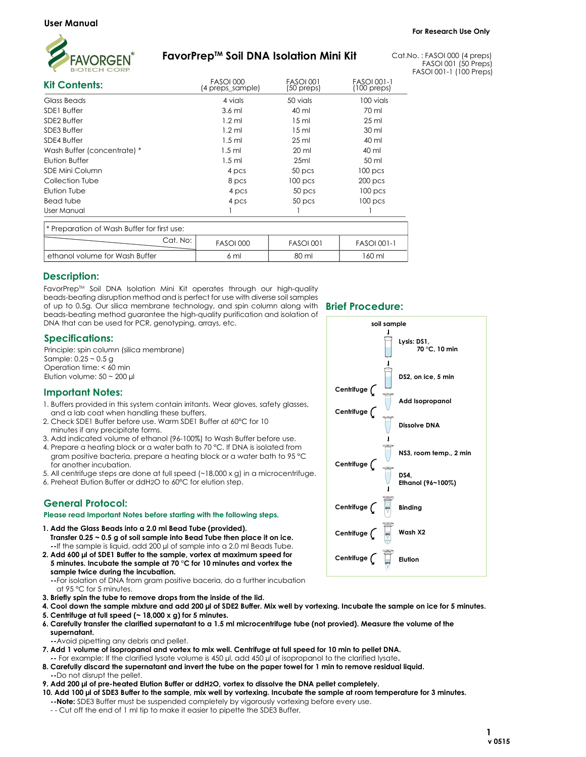User Manual

For Research Use Only

# FavorPrep™ Soil DNA Isolation Mini Kit

Cat.No. : FASOI 000 (4 preps)
FASOI 001 (50 Preps)
FASOI 001-1 (100 Preps)

## Kit Contents:

| | FASOI 000 (4 preps_sample) | FASOI 001 (50 preps) | FASOI 001-1 (100 preps) |
|---|---|---|---|
| Glass Beads | 4 vials | 50 vials | 100 vials |
| SDE1 Buffer | 3.6 ml | 40 ml | 70 ml |
| SDE2 Buffer | 1.2 ml | 15 ml | 25 ml |
| SDE3 Buffer | 1.2 ml | 15 ml | 30 ml |
| SDE4 Buffer | 1.5 ml | 25 ml | 40 ml |
| Wash Buffer (concentrate) * | 1.5 ml | 20 ml | 40 ml |
| Elution Buffer | 1.5 ml | 25ml | 50 ml |
| SDE Mini Column | 4 pcs | 50 pcs | 100 pcs |
| Collection Tube | 8 pcs | 100 pcs | 200 pcs |
| Elution Tube | 4 pcs | 50 pcs | 100 pcs |
| Bead tube | 4 pcs | 50 pcs | 100 pcs |
| User Manual | 1 | 1 | 1 |

\* Preparation of Wash Buffer for first use:

| Cat. No: | FASOI 000 | FASOI 001 | FASOI 001-1 |
|---|---|---|---|
| ethanol volume for Wash Buffer | 6 ml | 80 ml | 160 ml |

## Description:

FavorPrep™ Soil DNA Isolation Mini Kit operates through our high-quality beads-beating disruption method and is perfect for use with diverse soil samples of up to 0.5g. Our silica membrane technology, and spin column along with beads-beating method guarantee the high-quality purification and isolation of DNA that can be used for PCR, genotyping, arrays, etc.

## Specifications:

Principle: spin column (silica membrane)
Sample: 0.25 ~ 0.5 g
Operation time: < 60 min
Elution volume: 50 ~ 200 µl

## Important Notes:

1. Buffers provided in this system contain irritants. Wear gloves, safety glasses, and a lab coat when handling these buffers.
2. Check SDE1 Buffer before use. Warm SDE1 Buffer at 60°C for 10 minutes if any precipitate forms.
3. Add indicated volume of ethanol (96-100%) to Wash Buffer before use.
4. Prepare a heating block or a water bath to 70 °C. If DNA is isolated from gram positive bacteria, prepare a heating block or a water bath to 95 °C for another incubation.
5. All centrifuge steps are done at full speed (~18,000 x g) in a microcentrifuge.
6. Preheat Elution Buffer or ddH2O to 60°C for elution step.

## Brief Procedure:

soil sample
- Lysis: DS1, 70 °C, 10 min
- DS2, on ice, 5 min
- Centrifuge — Add Isopropanol
- Centrifuge — Dissolve DNA
- NS3, room temp., 2 min
- Centrifuge — DS4, Ethanol (96~100%)
- Centrifuge — Binding
- Centrifuge — Wash X2
- Centrifuge — Elution

## General Protocol:

**Please read Important Notes before starting with the following steps.**

1. **Add the Glass Beads into a 2.0 ml Bead Tube (provided). Transfer 0.25 ~ 0.5 g of soil sample into Bead Tube then place it on ice.**
   --If the sample is liquid, add 200 µl of sample into a 2.0 ml Beads Tube.
2. **Add 600 µl of SDE1 Buffer to the sample, vortex at maximum speed for 5 minutes. Incubate the sample at 70 °C for 10 minutes and vortex the sample twice during the incubation.**
   --For isolation of DNA from gram positive baceria, do a further incubation at 95 °C for 5 minutes.
3. **Briefly spin the tube to remove drops from the inside of the lid.**
4. **Cool down the sample mixture and add 200 µl of SDE2 Buffer. Mix well by vortexing. Incubate the sample on ice for 5 minutes.**
5. **Centrifuge at full speed (~ 18,000 x g) for 5 minutes.**
6. **Carefully transfer the clarified supernatant to a 1.5 ml microcentrifuge tube (not provied). Measure the volume of the supernatant.**
   --Avoid pipetting any debris and pellet.
7. **Add 1 volume of isopropanol and vortex to mix well. Centrifuge at full speed for 10 min to pellet DNA.**
   -- For example: If the clarified lysate volume is 450 µl, add 450 µl of isopropanol to the clarified lysate.
8. **Carefully discard the supernatant and invert the tube on the paper towel for 1 min to remove residual liquid.**
   --Do not disrupt the pellet.
9. **Add 200 µl of pre-heated Elution Buffer or ddH2O, vortex to dissolve the DNA pellet completely.**
10. **Add 100 µl of SDE3 Buffer to the sample, mix well by vortexing. Incubate the sample at room temperature for 3 minutes.**
    --**Note:** SDE3 Buffer must be suspended completely by vigorously vortexing before every use.
    -- Cut off the end of 1 ml tip to make it easier to pipette the SDE3 Buffer.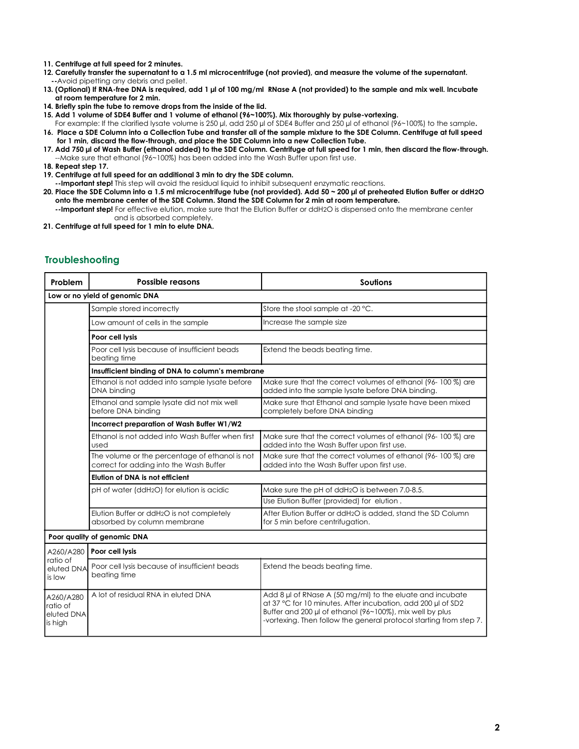**11. Centrifuge at full speed for 2 minutes.**

**12. Carefully transfer the supernatant to a 1.5 ml microcentrifuge (not provided), and measure the volume of the supernatant.**
--Avoid pipetting any debris and pellet.

**13. (Optional) If RNA-free DNA is required, add 1 µl of 100 mg/ml RNase A (not provided) to the sample and mix well. Incubate at room temperature for 2 min.**

**14. Briefly spin the tube to remove drops from the inside of the lid.**

**15. Add 1 volume of SDE4 Buffer and 1 volume of ethanol (96~100%). Mix thoroughly by pulse-vortexing.**
For example: If the clarified lysate volume is 250 µl, add 250 µl of SDE4 Buffer and 250 µl of ethanol (96~100%) to the sample.

**16. Place a SDE Column into a Collection Tube and transfer all of the sample mixture to the SDE Column. Centrifuge at full speed for 1 min, discard the flow-through, and place the SDE Column into a new Collection Tube.**

**17. Add 750 µl of Wash Buffer (ethanol added) to the SDE Column. Centrifuge at full speed for 1 min, then discard the flow-through.**
--Make sure that ethanol (96~100%) has been added into the Wash Buffer upon first use.

**18. Repeat step 17.**

**19. Centrifuge at full speed for an additional 3 min to dry the SDE column.**
**--Important step!** This step will avoid the residual liquid to inhibit subsequent enzymatic reactions.

**20. Place the SDE Column into a 1.5 ml microcentrifuge tube (not provided). Add 50 ~ 200 µl of preheated Elution Buffer or ddH2O onto the membrane center of the SDE Column. Stand the SDE Column for 2 min at room temperature.**
**--Important step!** For effective elution, make sure that the Elution Buffer or ddH2O is dispensed onto the membrane center and is absorbed completely.

**21. Centrifuge at full speed for 1 min to elute DNA.**

## Troubleshooting

| Problem | Possible reasons | Soutions |
|---|---|---|
| **Low or no yield of genomic DNA** | | |
| | Sample stored incorrectly | Store the stool sample at -20 °C. |
| | Low amount of cells in the sample | Increase the sample size |
| | **Poor cell lysis** | |
| | Poor cell lysis because of insufficient beads beating time | Extend the beads beating time. |
| | **Insufficient binding of DNA to column's membrane** | |
| | Ethanol is not added into sample lysate before DNA binding | Make sure that the correct volumes of ethanol (96- 100 %) are added into the sample lysate before DNA binding. |
| | Ethanol and sample lysate did not mix well before DNA binding | Make sure that Ethanol and sample lysate have been mixed completely before DNA binding |
| | **Incorrect preparation of Wash Buffer W1/W2** | |
| | Ethanol is not added into Wash Buffer when first used | Make sure that the correct volumes of ethanol (96- 100 %) are added into the Wash Buffer upon first use. |
| | The volume or the percentage of ethanol is not correct for adding into the Wash Buffer | Make sure that the correct volumes of ethanol (96- 100 %) are added into the Wash Buffer upon first use. |
| | **Elution of DNA is not efficient** | |
| | pH of water (ddH2O) for elution is acidic | Make sure the pH of ddH2O is between 7.0-8.5. |
| | | Use Elution Buffer (provided) for elution . |
| | Elution Buffer or ddH2O is not completely absorbed by column membrane | After Elution Buffer or ddH2O is added, stand the SD Column for 5 min before centrifugation. |
| **Poor quality of genomic DNA** | | |
| A260/A280 ratio of eluted DNA is low | **Poor cell lysis** | |
| | Poor cell lysis because of insufficient beads beating time | Extend the beads beating time. |
| A260/A280 ratio of eluted DNA is high | A lot of residual RNA in eluted DNA | Add 8 µl of RNase A (50 mg/ml) to the eluate and incubate at 37 °C for 10 minutes. After incubation, add 200 µl of SD2 Buffer and 200 µl of ethanol (96~100%), mix well by plus -vortexing. Then follow the general protocol starting from step 7. |